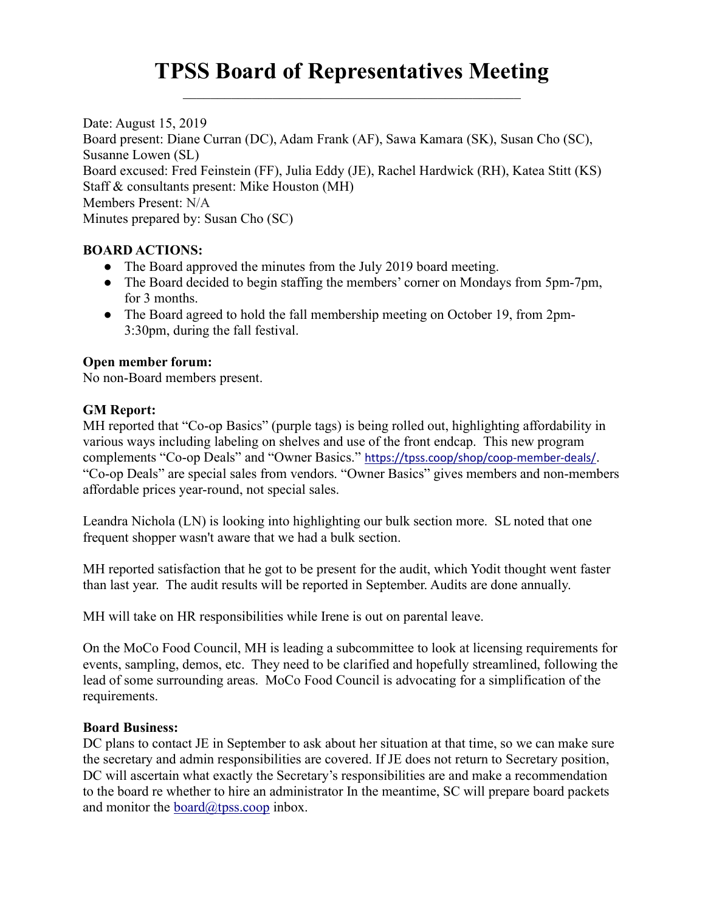# TPSS Board of Representatives Meeting

Date: August 15, 2019
Board present: Diane Curran (DC), Adam Frank (AF), Sawa Kamara (SK), Susan Cho (SC), Susanne Lowen (SL)
Board excused: Fred Feinstein (FF), Julia Eddy (JE), Rachel Hardwick (RH), Katea Stitt (KS)
Staff & consultants present: Mike Houston (MH)
Members Present: N/A
Minutes prepared by: Susan Cho (SC)

**BOARD ACTIONS:**

- The Board approved the minutes from the July 2019 board meeting.
- The Board decided to begin staffing the members' corner on Mondays from 5pm-7pm, for 3 months.
- The Board agreed to hold the fall membership meeting on October 19, from 2pm-3:30pm, during the fall festival.

**Open member forum:**
No non-Board members present.

**GM Report:**
MH reported that "Co-op Basics" (purple tags) is being rolled out, highlighting affordability in various ways including labeling on shelves and use of the front endcap. This new program complements "Co-op Deals" and "Owner Basics." https://tpss.coop/shop/coop-member-deals/. "Co-op Deals" are special sales from vendors. "Owner Basics" gives members and non-members affordable prices year-round, not special sales.

Leandra Nichola (LN) is looking into highlighting our bulk section more. SL noted that one frequent shopper wasn't aware that we had a bulk section.

MH reported satisfaction that he got to be present for the audit, which Yodit thought went faster than last year. The audit results will be reported in September. Audits are done annually.

MH will take on HR responsibilities while Irene is out on parental leave.

On the MoCo Food Council, MH is leading a subcommittee to look at licensing requirements for events, sampling, demos, etc. They need to be clarified and hopefully streamlined, following the lead of some surrounding areas. MoCo Food Council is advocating for a simplification of the requirements.

**Board Business:**
DC plans to contact JE in September to ask about her situation at that time, so we can make sure the secretary and admin responsibilities are covered. If JE does not return to Secretary position, DC will ascertain what exactly the Secretary's responsibilities are and make a recommendation to the board re whether to hire an administrator In the meantime, SC will prepare board packets and monitor the board@tpss.coop inbox.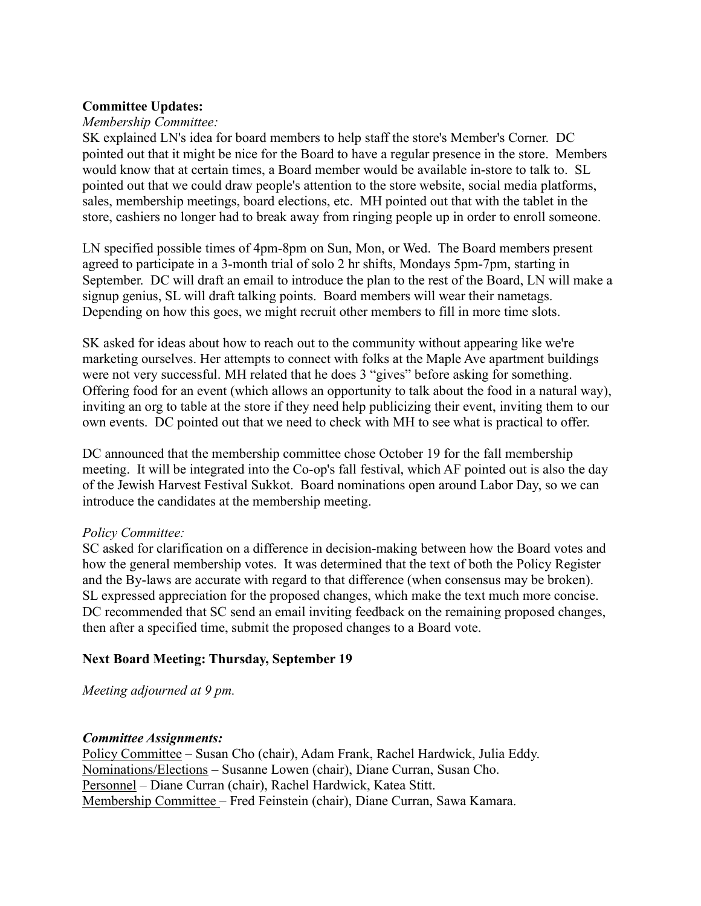**Committee Updates:**

*Membership Committee:*

SK explained LN's idea for board members to help staff the store's Member's Corner. DC pointed out that it might be nice for the Board to have a regular presence in the store. Members would know that at certain times, a Board member would be available in-store to talk to. SL pointed out that we could draw people's attention to the store website, social media platforms, sales, membership meetings, board elections, etc. MH pointed out that with the tablet in the store, cashiers no longer had to break away from ringing people up in order to enroll someone.

LN specified possible times of 4pm-8pm on Sun, Mon, or Wed. The Board members present agreed to participate in a 3-month trial of solo 2 hr shifts, Mondays 5pm-7pm, starting in September. DC will draft an email to introduce the plan to the rest of the Board, LN will make a signup genius, SL will draft talking points. Board members will wear their nametags. Depending on how this goes, we might recruit other members to fill in more time slots.

SK asked for ideas about how to reach out to the community without appearing like we're marketing ourselves. Her attempts to connect with folks at the Maple Ave apartment buildings were not very successful. MH related that he does 3 "gives" before asking for something. Offering food for an event (which allows an opportunity to talk about the food in a natural way), inviting an org to table at the store if they need help publicizing their event, inviting them to our own events. DC pointed out that we need to check with MH to see what is practical to offer.

DC announced that the membership committee chose October 19 for the fall membership meeting. It will be integrated into the Co-op's fall festival, which AF pointed out is also the day of the Jewish Harvest Festival Sukkot. Board nominations open around Labor Day, so we can introduce the candidates at the membership meeting.

*Policy Committee:*

SC asked for clarification on a difference in decision-making between how the Board votes and how the general membership votes. It was determined that the text of both the Policy Register and the By-laws are accurate with regard to that difference (when consensus may be broken). SL expressed appreciation for the proposed changes, which make the text much more concise. DC recommended that SC send an email inviting feedback on the remaining proposed changes, then after a specified time, submit the proposed changes to a Board vote.

**Next Board Meeting: Thursday, September 19**

*Meeting adjourned at 9 pm.*

***Committee Assignments:***

Policy Committee – Susan Cho (chair), Adam Frank, Rachel Hardwick, Julia Eddy.
Nominations/Elections – Susanne Lowen (chair), Diane Curran, Susan Cho.
Personnel – Diane Curran (chair), Rachel Hardwick, Katea Stitt.
Membership Committee – Fred Feinstein (chair), Diane Curran, Sawa Kamara.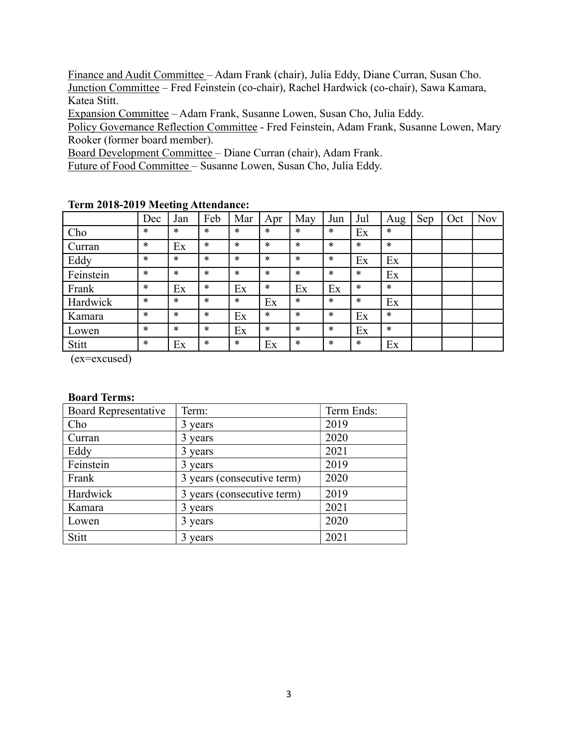Finance and Audit Committee – Adam Frank (chair), Julia Eddy, Diane Curran, Susan Cho.
Junction Committee – Fred Feinstein (co-chair), Rachel Hardwick (co-chair), Sawa Kamara, Katea Stitt.
Expansion Committee – Adam Frank, Susanne Lowen, Susan Cho, Julia Eddy.
Policy Governance Reflection Committee - Fred Feinstein, Adam Frank, Susanne Lowen, Mary Rooker (former board member).
Board Development Committee – Diane Curran (chair), Adam Frank.
Future of Food Committee – Susanne Lowen, Susan Cho, Julia Eddy.

**Term 2018-2019 Meeting Attendance:**

| | Dec | Jan | Feb | Mar | Apr | May | Jun | Jul | Aug | Sep | Oct | Nov |
|---|---|---|---|---|---|---|---|---|---|---|---|---|
| Cho | * | * | * | * | * | * | * | Ex | * | | | |
| Curran | * | Ex | * | * | * | * | * | * | * | | | |
| Eddy | * | * | * | * | * | * | * | Ex | Ex | | | |
| Feinstein | * | * | * | * | * | * | * | * | Ex | | | |
| Frank | * | Ex | * | Ex | * | Ex | Ex | * | * | | | |
| Hardwick | * | * | * | * | Ex | * | * | * | Ex | | | |
| Kamara | * | * | * | Ex | * | * | * | Ex | * | | | |
| Lowen | * | * | * | Ex | * | * | * | Ex | * | | | |
| Stitt | * | Ex | * | * | Ex | * | * | * | Ex | | | |

(ex=excused)

**Board Terms:**

| Board Representative | Term: | Term Ends: |
|---|---|---|
| Cho | 3 years | 2019 |
| Curran | 3 years | 2020 |
| Eddy | 3 years | 2021 |
| Feinstein | 3 years | 2019 |
| Frank | 3 years (consecutive term) | 2020 |
| Hardwick | 3 years (consecutive term) | 2019 |
| Kamara | 3 years | 2021 |
| Lowen | 3 years | 2020 |
| Stitt | 3 years | 2021 |